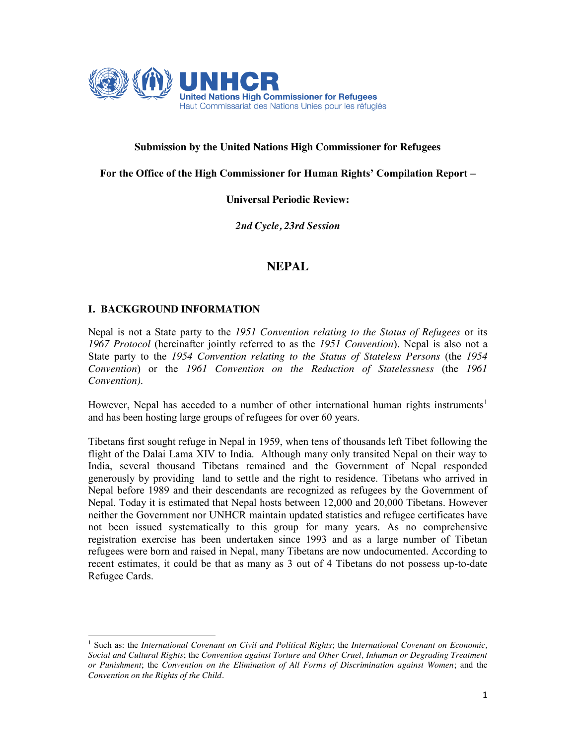**Submission by the United Nations High Commissioner for Refugees**

**For the Office of the High Commissioner for Human Rights' Compilation Report –**

**Universal Periodic Review:**

***2nd Cycle, 23rd Session***

# NEPAL

## I. BACKGROUND INFORMATION

Nepal is not a State party to the *1951 Convention relating to the Status of Refugees* or its *1967 Protocol* (hereinafter jointly referred to as the *1951 Convention*). Nepal is also not a State party to the *1954 Convention relating to the Status of Stateless Persons* (the *1954 Convention*) or the *1961 Convention on the Reduction of Statelessness* (the *1961 Convention).*

However, Nepal has acceded to a number of other international human rights instruments[1] and has been hosting large groups of refugees for over 60 years.

Tibetans first sought refuge in Nepal in 1959, when tens of thousands left Tibet following the flight of the Dalai Lama XIV to India. Although many only transited Nepal on their way to India, several thousand Tibetans remained and the Government of Nepal responded generously by providing land to settle and the right to residence. Tibetans who arrived in Nepal before 1989 and their descendants are recognized as refugees by the Government of Nepal. Today it is estimated that Nepal hosts between 12,000 and 20,000 Tibetans. However neither the Government nor UNHCR maintain updated statistics and refugee certificates have not been issued systematically to this group for many years. As no comprehensive registration exercise has been undertaken since 1993 and as a large number of Tibetan refugees were born and raised in Nepal, many Tibetans are now undocumented. According to recent estimates, it could be that as many as 3 out of 4 Tibetans do not possess up-to-date Refugee Cards.

---

[1] Such as: the *International Covenant on Civil and Political Rights*; the *International Covenant on Economic, Social and Cultural Rights*; the *Convention against Torture and Other Cruel, Inhuman or Degrading Treatment or Punishment*; the *Convention on the Elimination of All Forms of Discrimination against Women*; and the *Convention on the Rights of the Child*.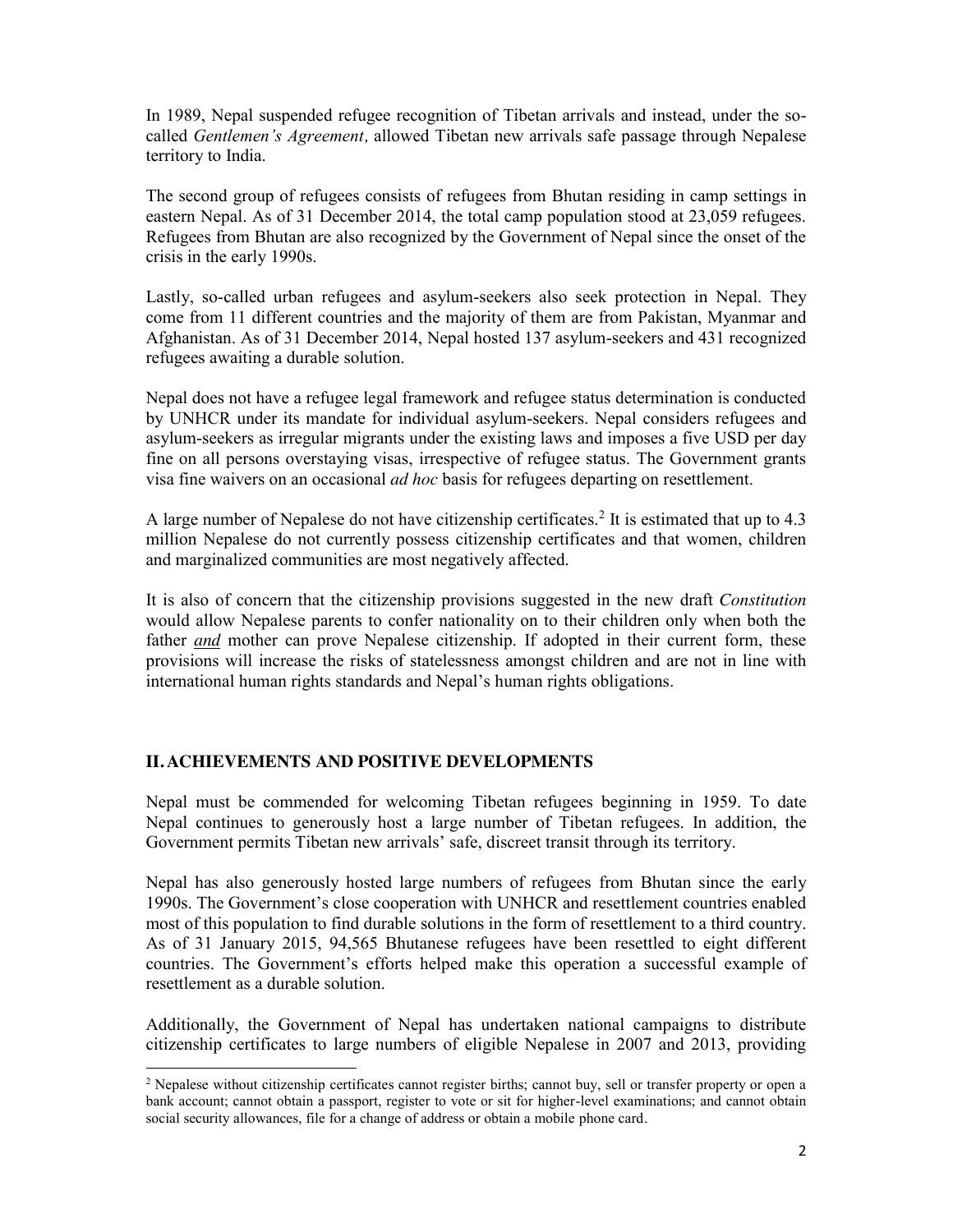In 1989, Nepal suspended refugee recognition of Tibetan arrivals and instead, under the so-called *Gentlemen's Agreement,* allowed Tibetan new arrivals safe passage through Nepalese territory to India.

The second group of refugees consists of refugees from Bhutan residing in camp settings in eastern Nepal. As of 31 December 2014, the total camp population stood at 23,059 refugees. Refugees from Bhutan are also recognized by the Government of Nepal since the onset of the crisis in the early 1990s.

Lastly, so-called urban refugees and asylum-seekers also seek protection in Nepal. They come from 11 different countries and the majority of them are from Pakistan, Myanmar and Afghanistan. As of 31 December 2014, Nepal hosted 137 asylum-seekers and 431 recognized refugees awaiting a durable solution.

Nepal does not have a refugee legal framework and refugee status determination is conducted by UNHCR under its mandate for individual asylum-seekers. Nepal considers refugees and asylum-seekers as irregular migrants under the existing laws and imposes a five USD per day fine on all persons overstaying visas, irrespective of refugee status. The Government grants visa fine waivers on an occasional *ad hoc* basis for refugees departing on resettlement.

A large number of Nepalese do not have citizenship certificates.[2] It is estimated that up to 4.3 million Nepalese do not currently possess citizenship certificates and that women, children and marginalized communities are most negatively affected.

It is also of concern that the citizenship provisions suggested in the new draft *Constitution* would allow Nepalese parents to confer nationality on to their children only when both the father ***and*** mother can prove Nepalese citizenship. If adopted in their current form, these provisions will increase the risks of statelessness amongst children and are not in line with international human rights standards and Nepal's human rights obligations.

## II. ACHIEVEMENTS AND POSITIVE DEVELOPMENTS

Nepal must be commended for welcoming Tibetan refugees beginning in 1959. To date Nepal continues to generously host a large number of Tibetan refugees. In addition, the Government permits Tibetan new arrivals' safe, discreet transit through its territory.

Nepal has also generously hosted large numbers of refugees from Bhutan since the early 1990s. The Government's close cooperation with UNHCR and resettlement countries enabled most of this population to find durable solutions in the form of resettlement to a third country. As of 31 January 2015, 94,565 Bhutanese refugees have been resettled to eight different countries. The Government's efforts helped make this operation a successful example of resettlement as a durable solution.

Additionally, the Government of Nepal has undertaken national campaigns to distribute citizenship certificates to large numbers of eligible Nepalese in 2007 and 2013, providing

[2] Nepalese without citizenship certificates cannot register births; cannot buy, sell or transfer property or open a bank account; cannot obtain a passport, register to vote or sit for higher-level examinations; and cannot obtain social security allowances, file for a change of address or obtain a mobile phone card.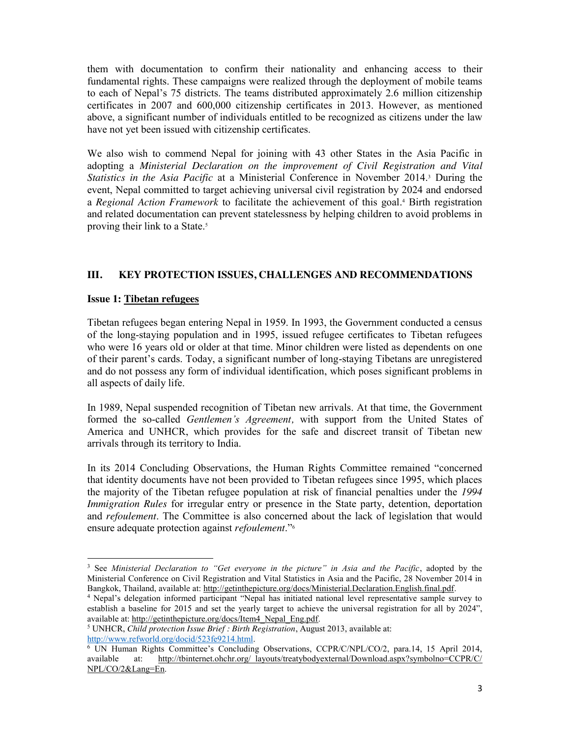them with documentation to confirm their nationality and enhancing access to their fundamental rights. These campaigns were realized through the deployment of mobile teams to each of Nepal's 75 districts. The teams distributed approximately 2.6 million citizenship certificates in 2007 and 600,000 citizenship certificates in 2013. However, as mentioned above, a significant number of individuals entitled to be recognized as citizens under the law have not yet been issued with citizenship certificates.

We also wish to commend Nepal for joining with 43 other States in the Asia Pacific in adopting a *Ministerial Declaration on the improvement of Civil Registration and Vital Statistics in the Asia Pacific* at a Ministerial Conference in November 2014.[3] During the event, Nepal committed to target achieving universal civil registration by 2024 and endorsed a *Regional Action Framework* to facilitate the achievement of this goal.[4] Birth registration and related documentation can prevent statelessness by helping children to avoid problems in proving their link to a State.[5]

## III. KEY PROTECTION ISSUES, CHALLENGES AND RECOMMENDATIONS

**Issue 1: Tibetan refugees**

Tibetan refugees began entering Nepal in 1959. In 1993, the Government conducted a census of the long-staying population and in 1995, issued refugee certificates to Tibetan refugees who were 16 years old or older at that time. Minor children were listed as dependents on one of their parent's cards. Today, a significant number of long-staying Tibetans are unregistered and do not possess any form of individual identification, which poses significant problems in all aspects of daily life.

In 1989, Nepal suspended recognition of Tibetan new arrivals. At that time, the Government formed the so-called *Gentlemen's Agreement,* with support from the United States of America and UNHCR, which provides for the safe and discreet transit of Tibetan new arrivals through its territory to India.

In its 2014 Concluding Observations, the Human Rights Committee remained "concerned that identity documents have not been provided to Tibetan refugees since 1995, which places the majority of the Tibetan refugee population at risk of financial penalties under the *1994 Immigration Rules* for irregular entry or presence in the State party, detention, deportation and *refoulement*. The Committee is also concerned about the lack of legislation that would ensure adequate protection against *refoulement*."[6]

---

[3] See *Ministerial Declaration to "Get everyone in the picture" in Asia and the Pacific*, adopted by the Ministerial Conference on Civil Registration and Vital Statistics in Asia and the Pacific, 28 November 2014 in Bangkok, Thailand, available at: http://getinthepicture.org/docs/Ministerial.Declaration.English.final.pdf.

[4] Nepal's delegation informed participant "Nepal has initiated national level representative sample survey to establish a baseline for 2015 and set the yearly target to achieve the universal registration for all by 2024", available at: http://getinthepicture.org/docs/Item4_Nepal_Eng.pdf.

[5] UNHCR, *Child protection Issue Brief : Birth Registration*, August 2013, available at: http://www.refworld.org/docid/523fe9214.html.

[6] UN Human Rights Committee's Concluding Observations, CCPR/C/NPL/CO/2, para.14, 15 April 2014, available at: http://tbinternet.ohchr.org/_layouts/treatybodyexternal/Download.aspx?symbolno=CCPR/C/NPL/CO/2&Lang=En.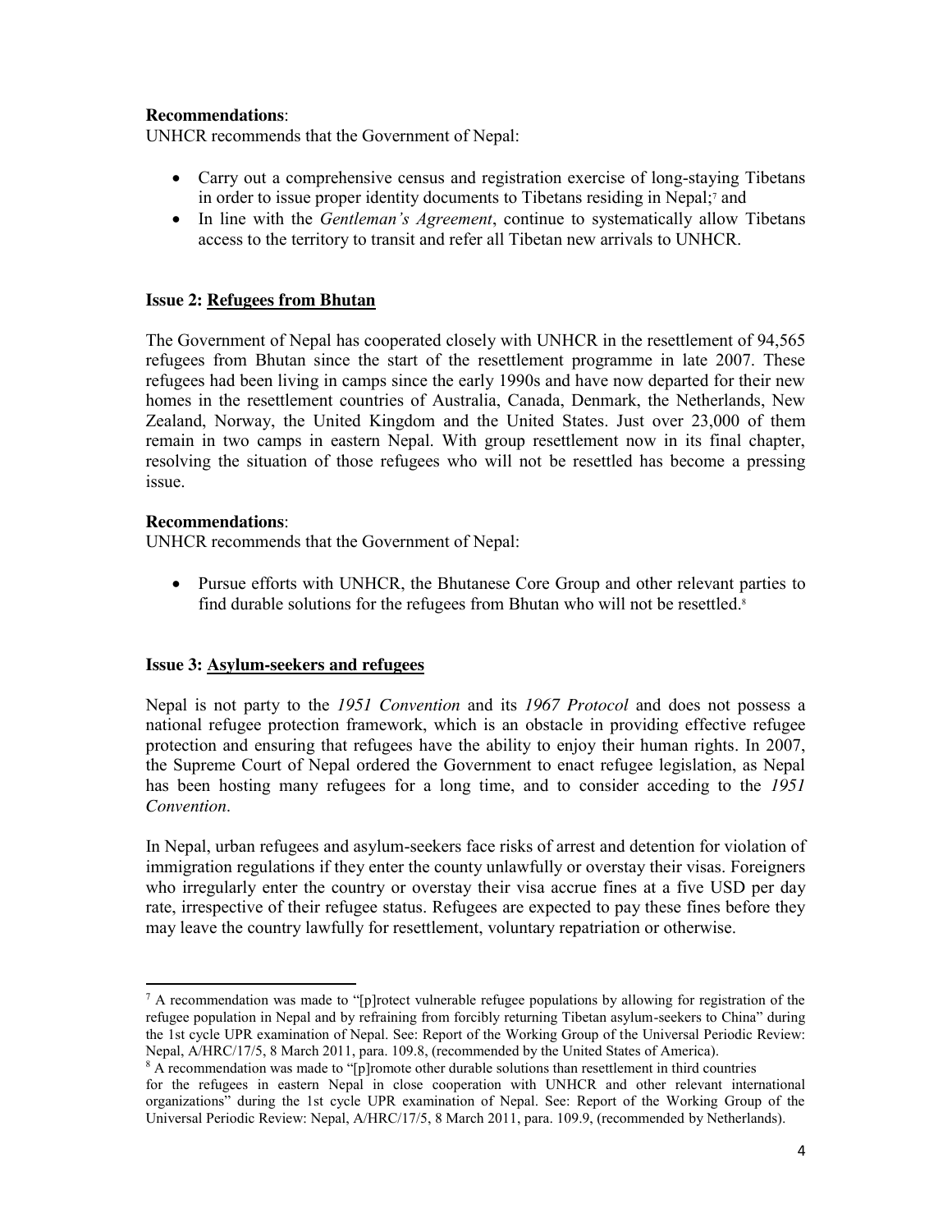**Recommendations**:

UNHCR recommends that the Government of Nepal:

- Carry out a comprehensive census and registration exercise of long-staying Tibetans in order to issue proper identity documents to Tibetans residing in Nepal;[7] and
- In line with the *Gentleman's Agreement*, continue to systematically allow Tibetans access to the territory to transit and refer all Tibetan new arrivals to UNHCR.

**Issue 2: Refugees from Bhutan**

The Government of Nepal has cooperated closely with UNHCR in the resettlement of 94,565 refugees from Bhutan since the start of the resettlement programme in late 2007. These refugees had been living in camps since the early 1990s and have now departed for their new homes in the resettlement countries of Australia, Canada, Denmark, the Netherlands, New Zealand, Norway, the United Kingdom and the United States. Just over 23,000 of them remain in two camps in eastern Nepal. With group resettlement now in its final chapter, resolving the situation of those refugees who will not be resettled has become a pressing issue.

**Recommendations**:

UNHCR recommends that the Government of Nepal:

- Pursue efforts with UNHCR, the Bhutanese Core Group and other relevant parties to find durable solutions for the refugees from Bhutan who will not be resettled.[8]

**Issue 3: Asylum-seekers and refugees**

Nepal is not party to the *1951 Convention* and its *1967 Protocol* and does not possess a national refugee protection framework, which is an obstacle in providing effective refugee protection and ensuring that refugees have the ability to enjoy their human rights. In 2007, the Supreme Court of Nepal ordered the Government to enact refugee legislation, as Nepal has been hosting many refugees for a long time, and to consider acceding to the *1951 Convention*.

In Nepal, urban refugees and asylum-seekers face risks of arrest and detention for violation of immigration regulations if they enter the county unlawfully or overstay their visas. Foreigners who irregularly enter the country or overstay their visa accrue fines at a five USD per day rate, irrespective of their refugee status. Refugees are expected to pay these fines before they may leave the country lawfully for resettlement, voluntary repatriation or otherwise.

---

[7] A recommendation was made to "[p]rotect vulnerable refugee populations by allowing for registration of the refugee population in Nepal and by refraining from forcibly returning Tibetan asylum-seekers to China" during the 1st cycle UPR examination of Nepal. See: Report of the Working Group of the Universal Periodic Review: Nepal, A/HRC/17/5, 8 March 2011, para. 109.8, (recommended by the United States of America).

[8] A recommendation was made to "[p]romote other durable solutions than resettlement in third countries for the refugees in eastern Nepal in close cooperation with UNHCR and other relevant international organizations" during the 1st cycle UPR examination of Nepal. See: Report of the Working Group of the Universal Periodic Review: Nepal, A/HRC/17/5, 8 March 2011, para. 109.9, (recommended by Netherlands).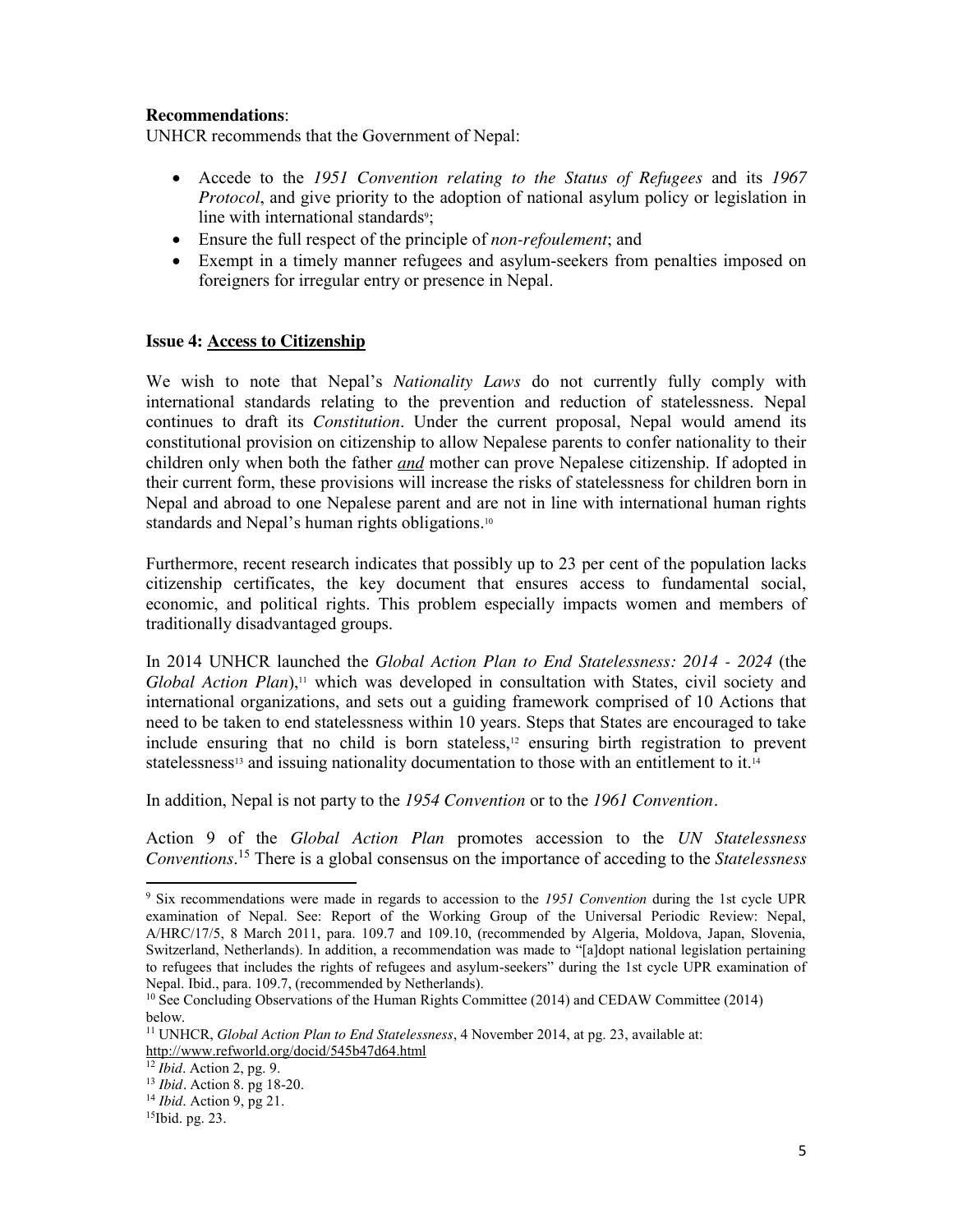**Recommendations**:
UNHCR recommends that the Government of Nepal:

- Accede to the *1951 Convention relating to the Status of Refugees* and its *1967 Protocol*, and give priority to the adoption of national asylum policy or legislation in line with international standards[9];
- Ensure the full respect of the principle of *non-refoulement*; and
- Exempt in a timely manner refugees and asylum-seekers from penalties imposed on foreigners for irregular entry or presence in Nepal.

**Issue 4: Access to Citizenship**

We wish to note that Nepal's *Nationality Laws* do not currently fully comply with international standards relating to the prevention and reduction of statelessness. Nepal continues to draft its *Constitution*. Under the current proposal, Nepal would amend its constitutional provision on citizenship to allow Nepalese parents to confer nationality to their children only when both the father ***and*** mother can prove Nepalese citizenship. If adopted in their current form, these provisions will increase the risks of statelessness for children born in Nepal and abroad to one Nepalese parent and are not in line with international human rights standards and Nepal's human rights obligations.[10]

Furthermore, recent research indicates that possibly up to 23 per cent of the population lacks citizenship certificates, the key document that ensures access to fundamental social, economic, and political rights. This problem especially impacts women and members of traditionally disadvantaged groups.

In 2014 UNHCR launched the *Global Action Plan to End Statelessness: 2014 - 2024* (the *Global Action Plan*),[11] which was developed in consultation with States, civil society and international organizations, and sets out a guiding framework comprised of 10 Actions that need to be taken to end statelessness within 10 years. Steps that States are encouraged to take include ensuring that no child is born stateless,[12] ensuring birth registration to prevent statelessness[13] and issuing nationality documentation to those with an entitlement to it.[14]

In addition, Nepal is not party to the *1954 Convention* or to the *1961 Convention*.

Action 9 of the *Global Action Plan* promotes accession to the *UN Statelessness Conventions*.[15] There is a global consensus on the importance of acceding to the *Statelessness*

---

[9] Six recommendations were made in regards to accession to the *1951 Convention* during the 1st cycle UPR examination of Nepal. See: Report of the Working Group of the Universal Periodic Review: Nepal, A/HRC/17/5, 8 March 2011, para. 109.7 and 109.10, (recommended by Algeria, Moldova, Japan, Slovenia, Switzerland, Netherlands). In addition, a recommendation was made to "[a]dopt national legislation pertaining to refugees that includes the rights of refugees and asylum-seekers" during the 1st cycle UPR examination of Nepal. Ibid., para. 109.7, (recommended by Netherlands).

[10] See Concluding Observations of the Human Rights Committee (2014) and CEDAW Committee (2014) below.

[11] UNHCR, *Global Action Plan to End Statelessness*, 4 November 2014, at pg. 23, available at: http://www.refworld.org/docid/545b47d64.html

[12] *Ibid*. Action 2, pg. 9.

[13] *Ibid*. Action 8. pg 18-20.

[14] *Ibid*. Action 9, pg 21.

[15] Ibid. pg. 23.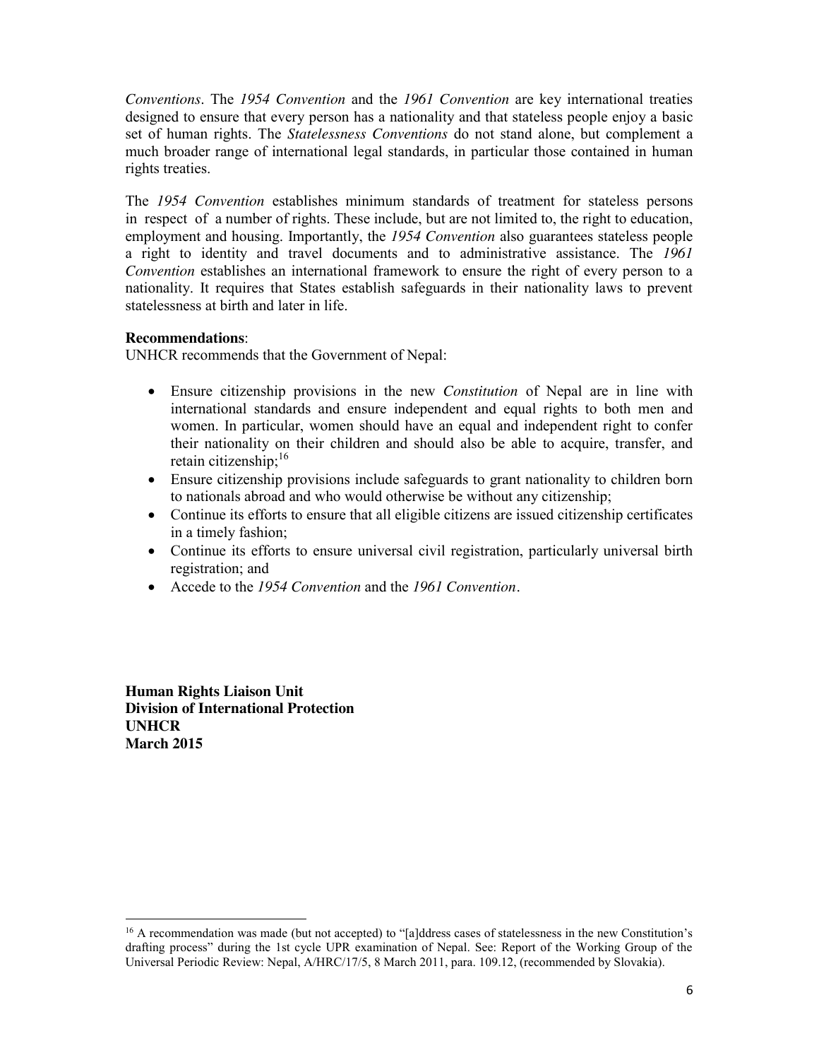*Conventions*. The *1954 Convention* and the *1961 Convention* are key international treaties designed to ensure that every person has a nationality and that stateless people enjoy a basic set of human rights. The *Statelessness Conventions* do not stand alone, but complement a much broader range of international legal standards, in particular those contained in human rights treaties.

The *1954 Convention* establishes minimum standards of treatment for stateless persons in respect of a number of rights. These include, but are not limited to, the right to education, employment and housing. Importantly, the *1954 Convention* also guarantees stateless people a right to identity and travel documents and to administrative assistance. The *1961 Convention* establishes an international framework to ensure the right of every person to a nationality. It requires that States establish safeguards in their nationality laws to prevent statelessness at birth and later in life.

**Recommendations**:
UNHCR recommends that the Government of Nepal:

- Ensure citizenship provisions in the new *Constitution* of Nepal are in line with international standards and ensure independent and equal rights to both men and women. In particular, women should have an equal and independent right to confer their nationality on their children and should also be able to acquire, transfer, and retain citizenship;[16]
- Ensure citizenship provisions include safeguards to grant nationality to children born to nationals abroad and who would otherwise be without any citizenship;
- Continue its efforts to ensure that all eligible citizens are issued citizenship certificates in a timely fashion;
- Continue its efforts to ensure universal civil registration, particularly universal birth registration; and
- Accede to the *1954 Convention* and the *1961 Convention*.

**Human Rights Liaison Unit**
**Division of International Protection**
**UNHCR**
**March 2015**

[16] A recommendation was made (but not accepted) to "[a]ddress cases of statelessness in the new Constitution's drafting process" during the 1st cycle UPR examination of Nepal. See: Report of the Working Group of the Universal Periodic Review: Nepal, A/HRC/17/5, 8 March 2011, para. 109.12, (recommended by Slovakia).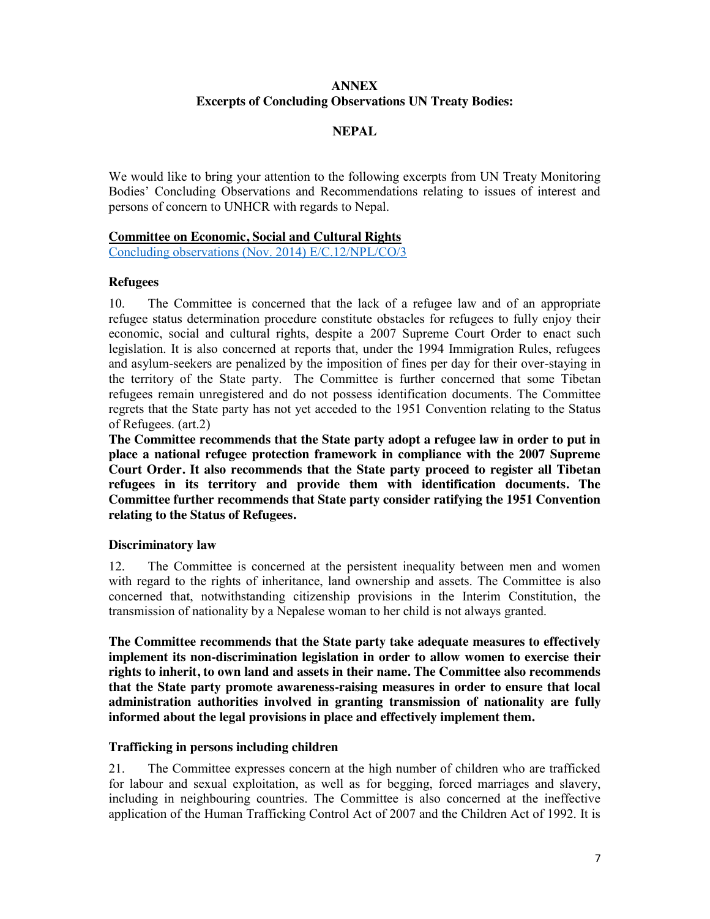**ANNEX**
**Excerpts of Concluding Observations UN Treaty Bodies:**

**NEPAL**

We would like to bring your attention to the following excerpts from UN Treaty Monitoring Bodies' Concluding Observations and Recommendations relating to issues of interest and persons of concern to UNHCR with regards to Nepal.

**Committee on Economic, Social and Cultural Rights**

Concluding observations (Nov. 2014) E/C.12/NPL/CO/3

**Refugees**

10. The Committee is concerned that the lack of a refugee law and of an appropriate refugee status determination procedure constitute obstacles for refugees to fully enjoy their economic, social and cultural rights, despite a 2007 Supreme Court Order to enact such legislation. It is also concerned at reports that, under the 1994 Immigration Rules, refugees and asylum-seekers are penalized by the imposition of fines per day for their over-staying in the territory of the State party. The Committee is further concerned that some Tibetan refugees remain unregistered and do not possess identification documents. The Committee regrets that the State party has not yet acceded to the 1951 Convention relating to the Status of Refugees. (art.2)

**The Committee recommends that the State party adopt a refugee law in order to put in place a national refugee protection framework in compliance with the 2007 Supreme Court Order. It also recommends that the State party proceed to register all Tibetan refugees in its territory and provide them with identification documents. The Committee further recommends that State party consider ratifying the 1951 Convention relating to the Status of Refugees.**

**Discriminatory law**

12. The Committee is concerned at the persistent inequality between men and women with regard to the rights of inheritance, land ownership and assets. The Committee is also concerned that, notwithstanding citizenship provisions in the Interim Constitution, the transmission of nationality by a Nepalese woman to her child is not always granted.

**The Committee recommends that the State party take adequate measures to effectively implement its non-discrimination legislation in order to allow women to exercise their rights to inherit, to own land and assets in their name. The Committee also recommends that the State party promote awareness-raising measures in order to ensure that local administration authorities involved in granting transmission of nationality are fully informed about the legal provisions in place and effectively implement them.**

**Trafficking in persons including children**

21. The Committee expresses concern at the high number of children who are trafficked for labour and sexual exploitation, as well as for begging, forced marriages and slavery, including in neighbouring countries. The Committee is also concerned at the ineffective application of the Human Trafficking Control Act of 2007 and the Children Act of 1992. It is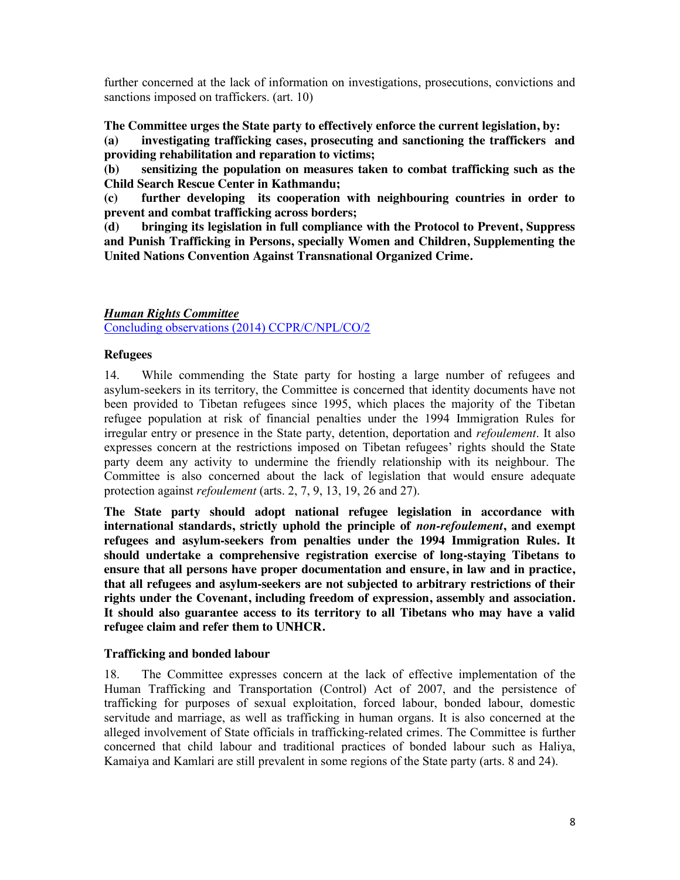further concerned at the lack of information on investigations, prosecutions, convictions and sanctions imposed on traffickers. (art. 10)

**The Committee urges the State party to effectively enforce the current legislation, by:**

**(a) investigating trafficking cases, prosecuting and sanctioning the traffickers and providing rehabilitation and reparation to victims;**

**(b) sensitizing the population on measures taken to combat trafficking such as the Child Search Rescue Center in Kathmandu;**

**(c) further developing its cooperation with neighbouring countries in order to prevent and combat trafficking across borders;**

**(d) bringing its legislation in full compliance with the Protocol to Prevent, Suppress and Punish Trafficking in Persons, specially Women and Children, Supplementing the United Nations Convention Against Transnational Organized Crime.**

***Human Rights Committee***

Concluding observations (2014) CCPR/C/NPL/CO/2

**Refugees**

14. While commending the State party for hosting a large number of refugees and asylum-seekers in its territory, the Committee is concerned that identity documents have not been provided to Tibetan refugees since 1995, which places the majority of the Tibetan refugee population at risk of financial penalties under the 1994 Immigration Rules for irregular entry or presence in the State party, detention, deportation and *refoulement*. It also expresses concern at the restrictions imposed on Tibetan refugees' rights should the State party deem any activity to undermine the friendly relationship with its neighbour. The Committee is also concerned about the lack of legislation that would ensure adequate protection against *refoulement* (arts. 2, 7, 9, 13, 19, 26 and 27).

**The State party should adopt national refugee legislation in accordance with international standards, strictly uphold the principle of *non-refoulement*, and exempt refugees and asylum-seekers from penalties under the 1994 Immigration Rules. It should undertake a comprehensive registration exercise of long-staying Tibetans to ensure that all persons have proper documentation and ensure, in law and in practice, that all refugees and asylum-seekers are not subjected to arbitrary restrictions of their rights under the Covenant, including freedom of expression, assembly and association. It should also guarantee access to its territory to all Tibetans who may have a valid refugee claim and refer them to UNHCR.**

**Trafficking and bonded labour**

18. The Committee expresses concern at the lack of effective implementation of the Human Trafficking and Transportation (Control) Act of 2007, and the persistence of trafficking for purposes of sexual exploitation, forced labour, bonded labour, domestic servitude and marriage, as well as trafficking in human organs. It is also concerned at the alleged involvement of State officials in trafficking-related crimes. The Committee is further concerned that child labour and traditional practices of bonded labour such as Haliya, Kamaiya and Kamlari are still prevalent in some regions of the State party (arts. 8 and 24).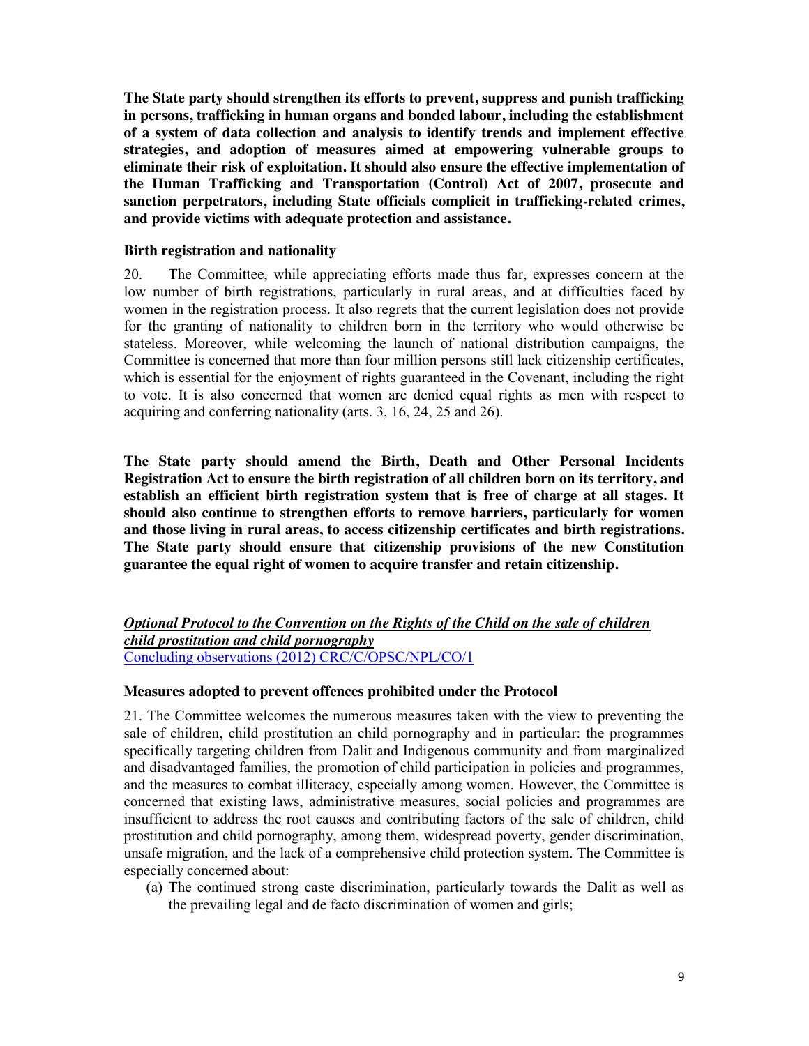**The State party should strengthen its efforts to prevent, suppress and punish trafficking in persons, trafficking in human organs and bonded labour, including the establishment of a system of data collection and analysis to identify trends and implement effective strategies, and adoption of measures aimed at empowering vulnerable groups to eliminate their risk of exploitation. It should also ensure the effective implementation of the Human Trafficking and Transportation (Control) Act of 2007, prosecute and sanction perpetrators, including State officials complicit in trafficking-related crimes, and provide victims with adequate protection and assistance.**

**Birth registration and nationality**

20. The Committee, while appreciating efforts made thus far, expresses concern at the low number of birth registrations, particularly in rural areas, and at difficulties faced by women in the registration process. It also regrets that the current legislation does not provide for the granting of nationality to children born in the territory who would otherwise be stateless. Moreover, while welcoming the launch of national distribution campaigns, the Committee is concerned that more than four million persons still lack citizenship certificates, which is essential for the enjoyment of rights guaranteed in the Covenant, including the right to vote. It is also concerned that women are denied equal rights as men with respect to acquiring and conferring nationality (arts. 3, 16, 24, 25 and 26).

**The State party should amend the Birth, Death and Other Personal Incidents Registration Act to ensure the birth registration of all children born on its territory, and establish an efficient birth registration system that is free of charge at all stages. It should also continue to strengthen efforts to remove barriers, particularly for women and those living in rural areas, to access citizenship certificates and birth registrations. The State party should ensure that citizenship provisions of the new Constitution guarantee the equal right of women to acquire transfer and retain citizenship.**

***Optional Protocol to the Convention on the Rights of the Child on the sale of children child prostitution and child pornography***
Concluding observations (2012) CRC/C/OPSC/NPL/CO/1

**Measures adopted to prevent offences prohibited under the Protocol**

21. The Committee welcomes the numerous measures taken with the view to preventing the sale of children, child prostitution an child pornography and in particular: the programmes specifically targeting children from Dalit and Indigenous community and from marginalized and disadvantaged families, the promotion of child participation in policies and programmes, and the measures to combat illiteracy, especially among women. However, the Committee is concerned that existing laws, administrative measures, social policies and programmes are insufficient to address the root causes and contributing factors of the sale of children, child prostitution and child pornography, among them, widespread poverty, gender discrimination, unsafe migration, and the lack of a comprehensive child protection system. The Committee is especially concerned about:

(a) The continued strong caste discrimination, particularly towards the Dalit as well as the prevailing legal and de facto discrimination of women and girls;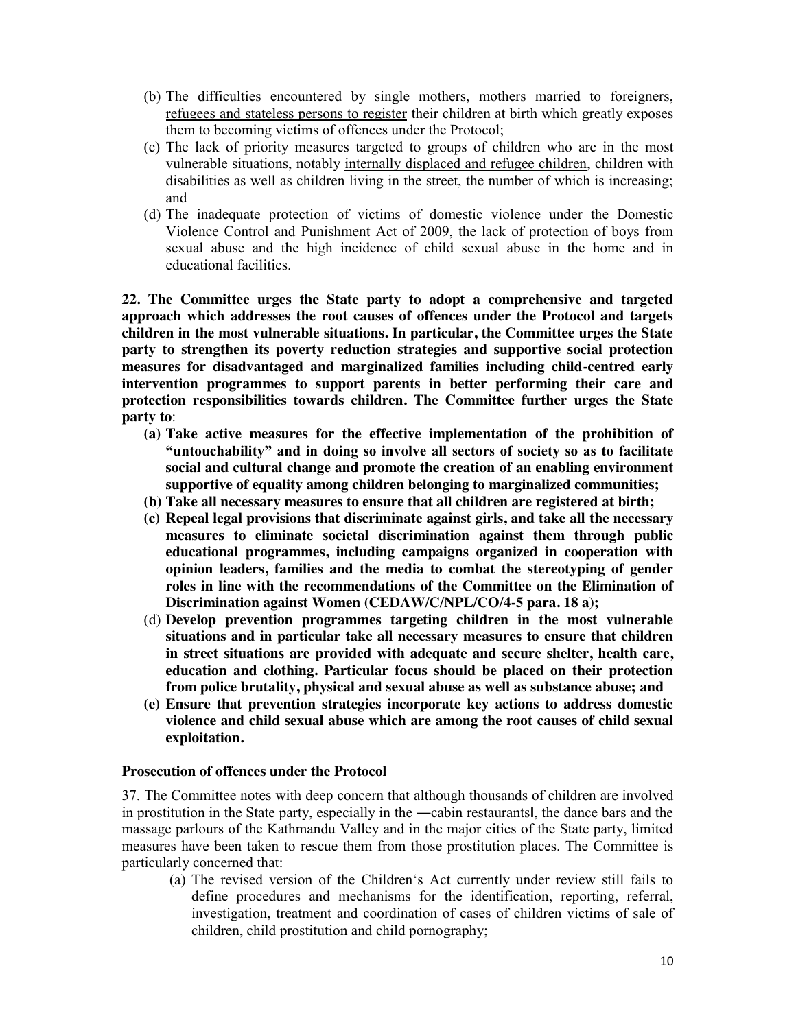(b) The difficulties encountered by single mothers, mothers married to foreigners, refugees and stateless persons to register their children at birth which greatly exposes them to becoming victims of offences under the Protocol;

(c) The lack of priority measures targeted to groups of children who are in the most vulnerable situations, notably internally displaced and refugee children, children with disabilities as well as children living in the street, the number of which is increasing; and

(d) The inadequate protection of victims of domestic violence under the Domestic Violence Control and Punishment Act of 2009, the lack of protection of boys from sexual abuse and the high incidence of child sexual abuse in the home and in educational facilities.

**22. The Committee urges the State party to adopt a comprehensive and targeted approach which addresses the root causes of offences under the Protocol and targets children in the most vulnerable situations. In particular, the Committee urges the State party to strengthen its poverty reduction strategies and supportive social protection measures for disadvantaged and marginalized families including child-centred early intervention programmes to support parents in better performing their care and protection responsibilities towards children. The Committee further urges the State party to**:

**(a) Take active measures for the effective implementation of the prohibition of "untouchability" and in doing so involve all sectors of society so as to facilitate social and cultural change and promote the creation of an enabling environment supportive of equality among children belonging to marginalized communities;**

**(b) Take all necessary measures to ensure that all children are registered at birth;**

**(c) Repeal legal provisions that discriminate against girls, and take all the necessary measures to eliminate societal discrimination against them through public educational programmes, including campaigns organized in cooperation with opinion leaders, families and the media to combat the stereotyping of gender roles in line with the recommendations of the Committee on the Elimination of Discrimination against Women (CEDAW/C/NPL/CO/4-5 para. 18 a);**

(d) **Develop prevention programmes targeting children in the most vulnerable situations and in particular take all necessary measures to ensure that children in street situations are provided with adequate and secure shelter, health care, education and clothing. Particular focus should be placed on their protection from police brutality, physical and sexual abuse as well as substance abuse; and**

**(e) Ensure that prevention strategies incorporate key actions to address domestic violence and child sexual abuse which are among the root causes of child sexual exploitation.**

**Prosecution of offences under the Protocol**

37. The Committee notes with deep concern that although thousands of children are involved in prostitution in the State party, especially in the ―cabin restaurants‖, the dance bars and the massage parlours of the Kathmandu Valley and in the major cities of the State party, limited measures have been taken to rescue them from those prostitution places. The Committee is particularly concerned that:

(a) The revised version of the Children's Act currently under review still fails to define procedures and mechanisms for the identification, reporting, referral, investigation, treatment and coordination of cases of children victims of sale of children, child prostitution and child pornography;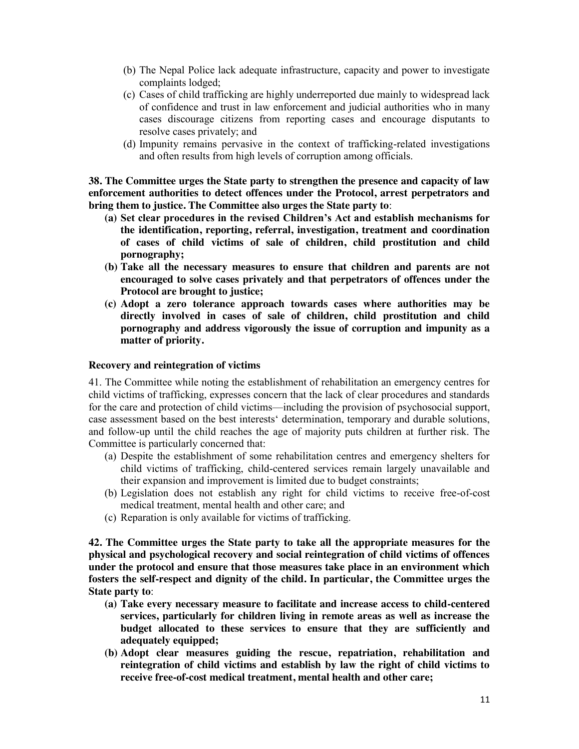(b) The Nepal Police lack adequate infrastructure, capacity and power to investigate complaints lodged;

(c) Cases of child trafficking are highly underreported due mainly to widespread lack of confidence and trust in law enforcement and judicial authorities who in many cases discourage citizens from reporting cases and encourage disputants to resolve cases privately; and

(d) Impunity remains pervasive in the context of trafficking-related investigations and often results from high levels of corruption among officials.

**38. The Committee urges the State party to strengthen the presence and capacity of law enforcement authorities to detect offences under the Protocol, arrest perpetrators and bring them to justice. The Committee also urges the State party to**:

**(a) Set clear procedures in the revised Children's Act and establish mechanisms for the identification, reporting, referral, investigation, treatment and coordination of cases of child victims of sale of children, child prostitution and child pornography;**

**(b) Take all the necessary measures to ensure that children and parents are not encouraged to solve cases privately and that perpetrators of offences under the Protocol are brought to justice;**

**(c) Adopt a zero tolerance approach towards cases where authorities may be directly involved in cases of sale of children, child prostitution and child pornography and address vigorously the issue of corruption and impunity as a matter of priority.**

**Recovery and reintegration of victims**

41. The Committee while noting the establishment of rehabilitation an emergency centres for child victims of trafficking, expresses concern that the lack of clear procedures and standards for the care and protection of child victims—including the provision of psychosocial support, case assessment based on the best interests' determination, temporary and durable solutions, and follow-up until the child reaches the age of majority puts children at further risk. The Committee is particularly concerned that:

(a) Despite the establishment of some rehabilitation centres and emergency shelters for child victims of trafficking, child-centered services remain largely unavailable and their expansion and improvement is limited due to budget constraints;

(b) Legislation does not establish any right for child victims to receive free-of-cost medical treatment, mental health and other care; and

(c) Reparation is only available for victims of trafficking.

**42. The Committee urges the State party to take all the appropriate measures for the physical and psychological recovery and social reintegration of child victims of offences under the protocol and ensure that those measures take place in an environment which fosters the self-respect and dignity of the child. In particular, the Committee urges the State party to**:

**(a) Take every necessary measure to facilitate and increase access to child-centered services, particularly for children living in remote areas as well as increase the budget allocated to these services to ensure that they are sufficiently and adequately equipped;**

**(b) Adopt clear measures guiding the rescue, repatriation, rehabilitation and reintegration of child victims and establish by law the right of child victims to receive free-of-cost medical treatment, mental health and other care;**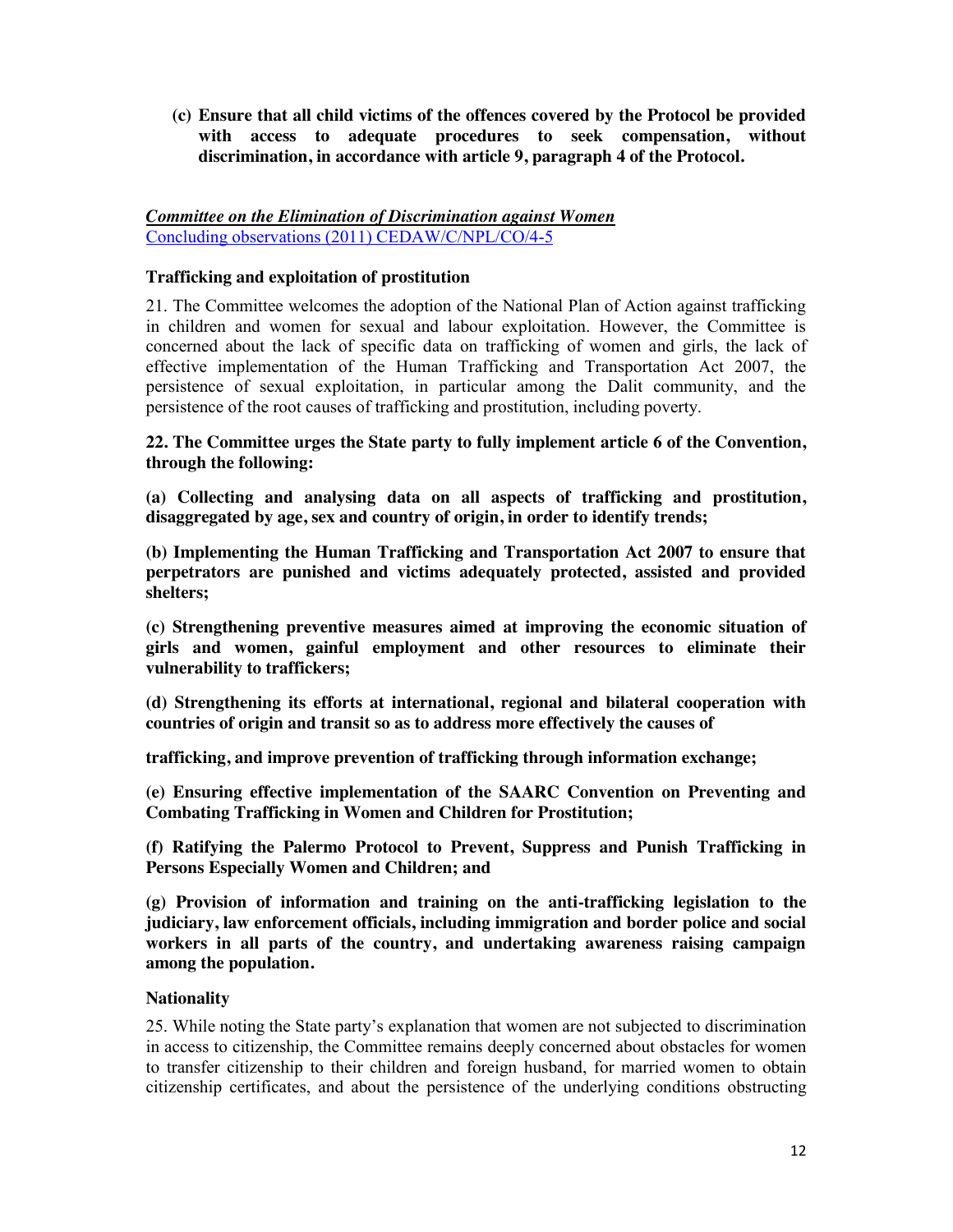**(c) Ensure that all child victims of the offences covered by the Protocol be provided with access to adequate procedures to seek compensation, without discrimination, in accordance with article 9, paragraph 4 of the Protocol.**

***Committee on the Elimination of Discrimination against Women***
[Concluding observations (2011) CEDAW/C/NPL/CO/4-5]

**Trafficking and exploitation of prostitution**

21. The Committee welcomes the adoption of the National Plan of Action against trafficking in children and women for sexual and labour exploitation. However, the Committee is concerned about the lack of specific data on trafficking of women and girls, the lack of effective implementation of the Human Trafficking and Transportation Act 2007, the persistence of sexual exploitation, in particular among the Dalit community, and the persistence of the root causes of trafficking and prostitution, including poverty.

**22. The Committee urges the State party to fully implement article 6 of the Convention, through the following:**

**(a) Collecting and analysing data on all aspects of trafficking and prostitution, disaggregated by age, sex and country of origin, in order to identify trends;**

**(b) Implementing the Human Trafficking and Transportation Act 2007 to ensure that perpetrators are punished and victims adequately protected, assisted and provided shelters;**

**(c) Strengthening preventive measures aimed at improving the economic situation of girls and women, gainful employment and other resources to eliminate their vulnerability to traffickers;**

**(d) Strengthening its efforts at international, regional and bilateral cooperation with countries of origin and transit so as to address more effectively the causes of trafficking, and improve prevention of trafficking through information exchange;**

**(e) Ensuring effective implementation of the SAARC Convention on Preventing and Combating Trafficking in Women and Children for Prostitution;**

**(f) Ratifying the Palermo Protocol to Prevent, Suppress and Punish Trafficking in Persons Especially Women and Children; and**

**(g) Provision of information and training on the anti-trafficking legislation to the judiciary, law enforcement officials, including immigration and border police and social workers in all parts of the country, and undertaking awareness raising campaign among the population.**

**Nationality**

25. While noting the State party's explanation that women are not subjected to discrimination in access to citizenship, the Committee remains deeply concerned about obstacles for women to transfer citizenship to their children and foreign husband, for married women to obtain citizenship certificates, and about the persistence of the underlying conditions obstructing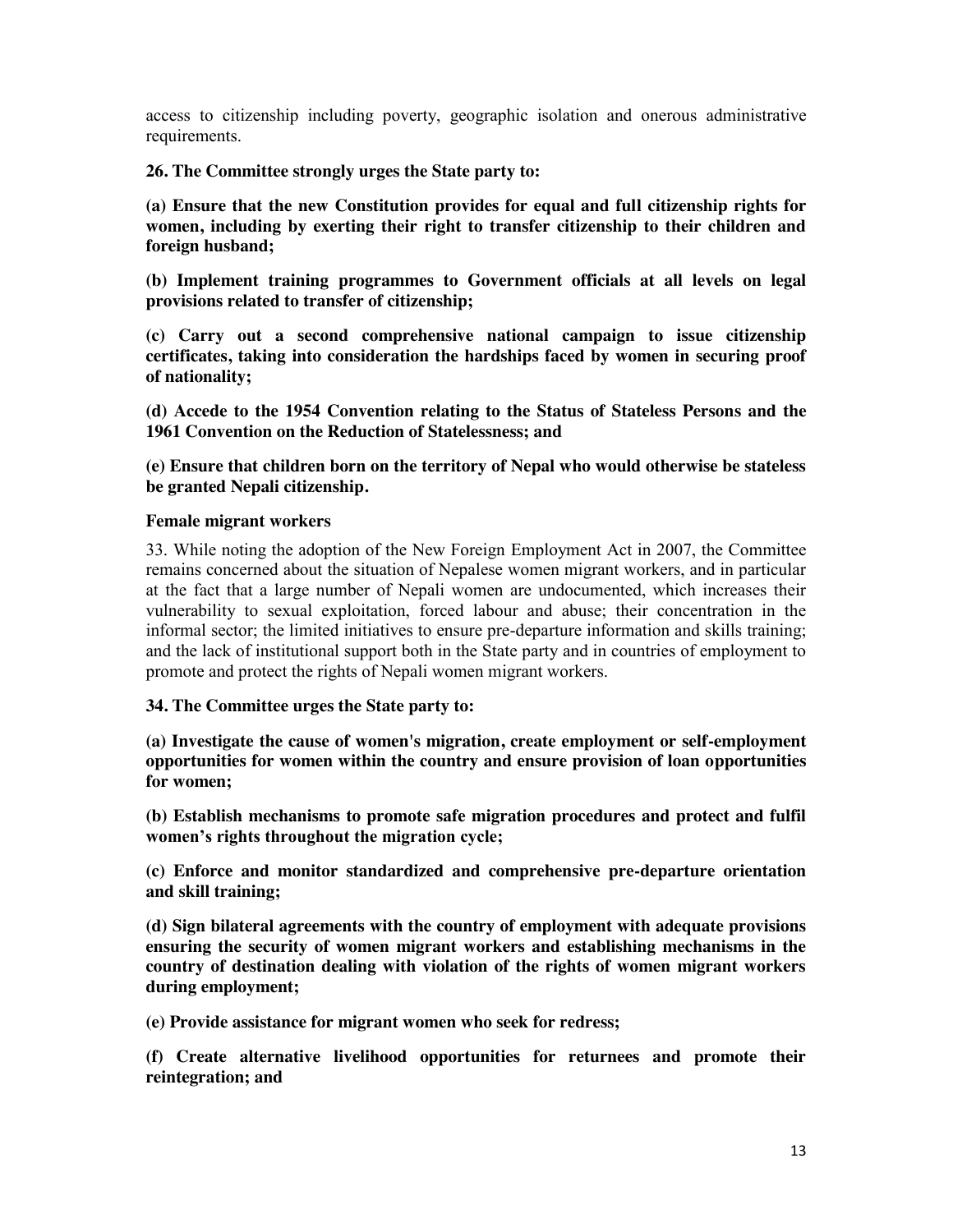access to citizenship including poverty, geographic isolation and onerous administrative requirements.

**26. The Committee strongly urges the State party to:**

**(a) Ensure that the new Constitution provides for equal and full citizenship rights for women, including by exerting their right to transfer citizenship to their children and foreign husband;**

**(b) Implement training programmes to Government officials at all levels on legal provisions related to transfer of citizenship;**

**(c) Carry out a second comprehensive national campaign to issue citizenship certificates, taking into consideration the hardships faced by women in securing proof of nationality;**

**(d) Accede to the 1954 Convention relating to the Status of Stateless Persons and the 1961 Convention on the Reduction of Statelessness; and**

**(e) Ensure that children born on the territory of Nepal who would otherwise be stateless be granted Nepali citizenship.**

**Female migrant workers**

33. While noting the adoption of the New Foreign Employment Act in 2007, the Committee remains concerned about the situation of Nepalese women migrant workers, and in particular at the fact that a large number of Nepali women are undocumented, which increases their vulnerability to sexual exploitation, forced labour and abuse; their concentration in the informal sector; the limited initiatives to ensure pre-departure information and skills training; and the lack of institutional support both in the State party and in countries of employment to promote and protect the rights of Nepali women migrant workers.

**34. The Committee urges the State party to:**

**(a) Investigate the cause of women's migration, create employment or self-employment opportunities for women within the country and ensure provision of loan opportunities for women;**

**(b) Establish mechanisms to promote safe migration procedures and protect and fulfil women's rights throughout the migration cycle;**

**(c) Enforce and monitor standardized and comprehensive pre-departure orientation and skill training;**

**(d) Sign bilateral agreements with the country of employment with adequate provisions ensuring the security of women migrant workers and establishing mechanisms in the country of destination dealing with violation of the rights of women migrant workers during employment;**

**(e) Provide assistance for migrant women who seek for redress;**

**(f) Create alternative livelihood opportunities for returnees and promote their reintegration; and**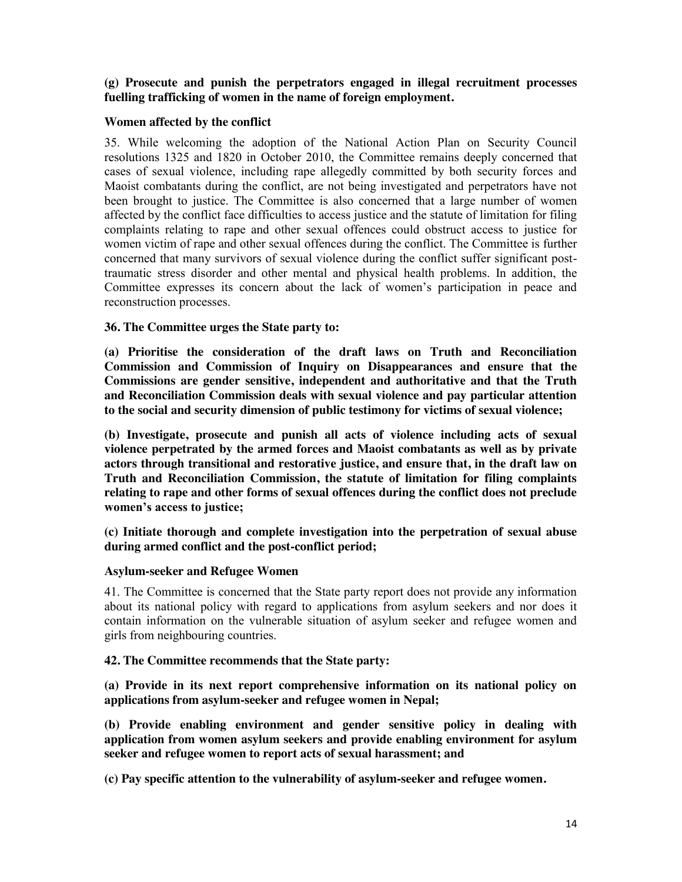**(g) Prosecute and punish the perpetrators engaged in illegal recruitment processes fuelling trafficking of women in the name of foreign employment.**

**Women affected by the conflict**

35. While welcoming the adoption of the National Action Plan on Security Council resolutions 1325 and 1820 in October 2010, the Committee remains deeply concerned that cases of sexual violence, including rape allegedly committed by both security forces and Maoist combatants during the conflict, are not being investigated and perpetrators have not been brought to justice. The Committee is also concerned that a large number of women affected by the conflict face difficulties to access justice and the statute of limitation for filing complaints relating to rape and other sexual offences could obstruct access to justice for women victim of rape and other sexual offences during the conflict. The Committee is further concerned that many survivors of sexual violence during the conflict suffer significant post-traumatic stress disorder and other mental and physical health problems. In addition, the Committee expresses its concern about the lack of women's participation in peace and reconstruction processes.

**36. The Committee urges the State party to:**

**(a) Prioritise the consideration of the draft laws on Truth and Reconciliation Commission and Commission of Inquiry on Disappearances and ensure that the Commissions are gender sensitive, independent and authoritative and that the Truth and Reconciliation Commission deals with sexual violence and pay particular attention to the social and security dimension of public testimony for victims of sexual violence;**

**(b) Investigate, prosecute and punish all acts of violence including acts of sexual violence perpetrated by the armed forces and Maoist combatants as well as by private actors through transitional and restorative justice, and ensure that, in the draft law on Truth and Reconciliation Commission, the statute of limitation for filing complaints relating to rape and other forms of sexual offences during the conflict does not preclude women's access to justice;**

**(c) Initiate thorough and complete investigation into the perpetration of sexual abuse during armed conflict and the post-conflict period;**

**Asylum-seeker and Refugee Women**

41. The Committee is concerned that the State party report does not provide any information about its national policy with regard to applications from asylum seekers and nor does it contain information on the vulnerable situation of asylum seeker and refugee women and girls from neighbouring countries.

**42. The Committee recommends that the State party:**

**(a) Provide in its next report comprehensive information on its national policy on applications from asylum-seeker and refugee women in Nepal;**

**(b) Provide enabling environment and gender sensitive policy in dealing with application from women asylum seekers and provide enabling environment for asylum seeker and refugee women to report acts of sexual harassment; and**

**(c) Pay specific attention to the vulnerability of asylum-seeker and refugee women.**